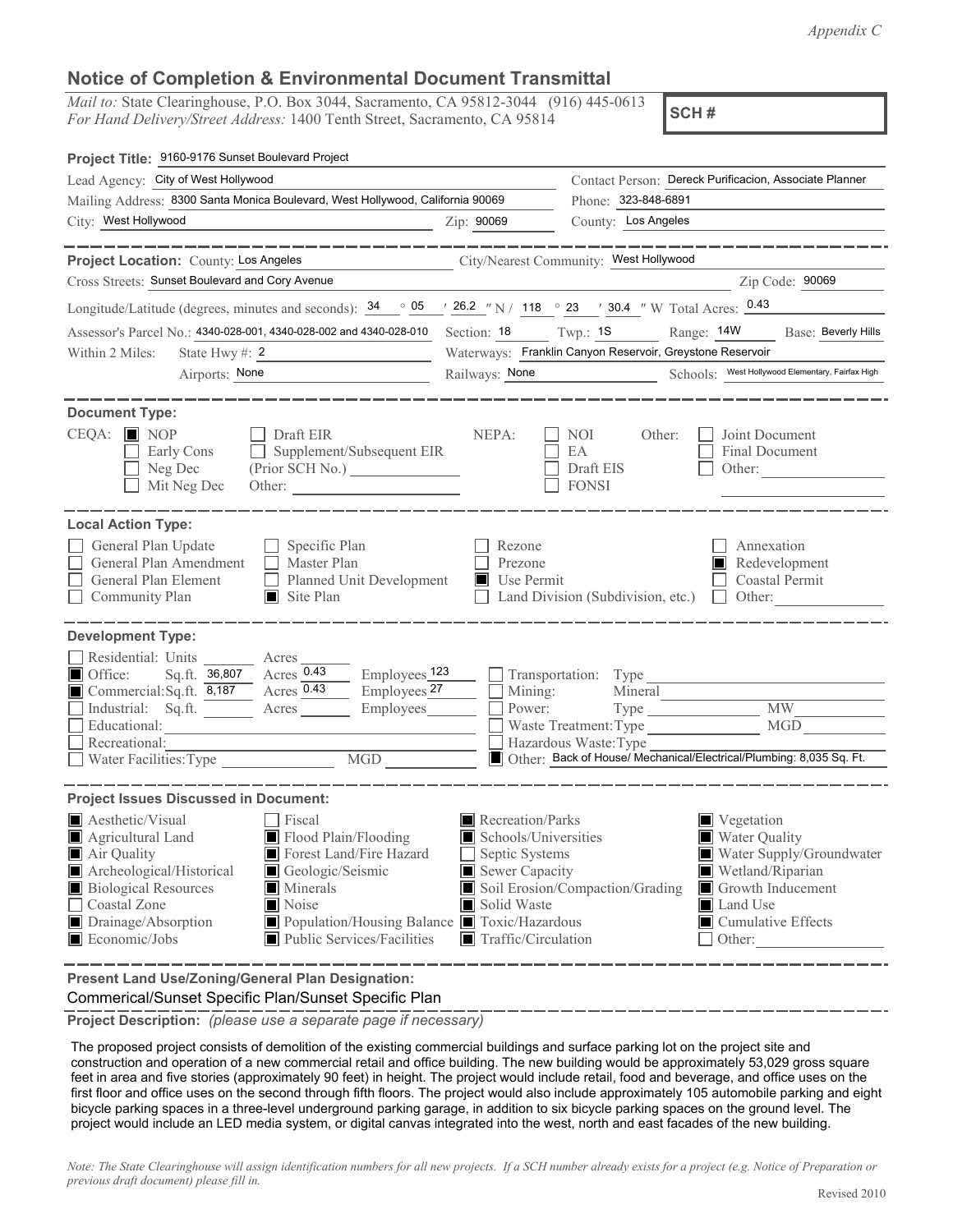*Appendix C*

# Notice of Completion & Environmental Document Transmittal

*Mail to:* State Clearinghouse, P.O. Box 3044, Sacramento, CA 95812-3044 (916) 445-0613
*For Hand Delivery/Street Address:* 1400 Tenth Street, Sacramento, CA 95814

**SCH #**

**Project Title:** 9160-9176 Sunset Boulevard Project

Lead Agency: City of West Hollywood
Contact Person: Dereck Purificacion, Associate Planner
Mailing Address: 8300 Santa Monica Boulevard, West Hollywood, California 90069
Phone: 323-848-6891
City: West Hollywood
Zip: 90069
County: Los Angeles

---

**Project Location:** County: Los Angeles
City/Nearest Community: West Hollywood
Cross Streets: Sunset Boulevard and Cory Avenue
Zip Code: 90069

Longitude/Latitude (degrees, minutes and seconds): 34 ° 05 ′ 26.2 ″ N / 118 ° 23 ′ 30.4 ″ W Total Acres: 0.43

Assessor's Parcel No.: 4340-028-001, 4340-028-002 and 4340-028-010
Section: 18 Twp.: 1S Range: 14W Base: Beverly Hills

Within 2 Miles: State Hwy #: 2
Waterways: Franklin Canyon Reservoir, Greystone Reservoir
Airports: None
Railways: None
Schools: West Hollywood Elementary, Fairfax High

---

**Document Type:**

CEQA: ■ NOP ☐ Early Cons ☐ Neg Dec ☐ Mit Neg Dec ☐ Draft EIR ☐ Supplement/Subsequent EIR (Prior SCH No.) ______ Other: ______

NEPA: ☐ NOI ☐ EA ☐ Draft EIS ☐ FONSI

Other: ☐ Joint Document ☐ Final Document ☐ Other: ______

---

**Local Action Type:**

- ☐ General Plan Update
- ☐ General Plan Amendment
- ☐ General Plan Element
- ☐ Community Plan
- ☐ Specific Plan
- ☐ Master Plan
- ☐ Planned Unit Development
- ■ Site Plan
- ☐ Rezone
- ☐ Prezone
- ■ Use Permit
- ☐ Land Division (Subdivision, etc.)
- ☐ Annexation
- ■ Redevelopment
- ☐ Coastal Permit
- ☐ Other: ______

---

**Development Type:**

- ☐ Residential: Units ______ Acres ______
- ■ Office: Sq.ft. 36,807 Acres 0.43 Employees 123
- ■ Commercial: Sq.ft. 8,187 Acres 0.43 Employees 27
- ☐ Industrial: Sq.ft. ______ Acres ______ Employees ______
- ☐ Educational: ______
- ☐ Recreational: ______
- ☐ Water Facilities: Type ______ MGD ______
- ☐ Transportation: Type ______
- ☐ Mining: Mineral ______
- ☐ Power: Type ______ MW ______
- ☐ Waste Treatment: Type ______ MGD ______
- ☐ Hazardous Waste: Type ______
- ■ Other: Back of House/ Mechanical/Electrical/Plumbing: 8,035 Sq. Ft.

---

**Project Issues Discussed in Document:**

- ■ Aesthetic/Visual
- ■ Agricultural Land
- ■ Air Quality
- ■ Archeological/Historical
- ■ Biological Resources
- ☐ Coastal Zone
- ■ Drainage/Absorption
- ■ Economic/Jobs
- ☐ Fiscal
- ■ Flood Plain/Flooding
- ■ Forest Land/Fire Hazard
- ■ Geologic/Seismic
- ■ Minerals
- ■ Noise
- ■ Population/Housing Balance
- ■ Public Services/Facilities
- ■ Recreation/Parks
- ■ Schools/Universities
- ☐ Septic Systems
- ■ Sewer Capacity
- ■ Soil Erosion/Compaction/Grading
- ■ Solid Waste
- ■ Toxic/Hazardous
- ■ Traffic/Circulation
- ■ Vegetation
- ■ Water Quality
- ■ Water Supply/Groundwater
- ■ Wetland/Riparian
- ■ Growth Inducement
- ■ Land Use
- ■ Cumulative Effects
- ☐ Other: ______

---

**Present Land Use/Zoning/General Plan Designation:**

Commerical/Sunset Specific Plan/Sunset Specific Plan

**Project Description:** *(please use a separate page if necessary)*

The proposed project consists of demolition of the existing commercial buildings and surface parking lot on the project site and construction and operation of a new commercial retail and office building. The new building would be approximately 53,029 gross square feet in area and five stories (approximately 90 feet) in height. The project would include retail, food and beverage, and office uses on the first floor and office uses on the second through fifth floors. The project would also include approximately 105 automobile parking and eight bicycle parking spaces in a three-level underground parking garage, in addition to six bicycle parking spaces on the ground level. The project would include an LED media system, or digital canvas integrated into the west, north and east facades of the new building.

*Note: The State Clearinghouse will assign identification numbers for all new projects. If a SCH number already exists for a project (e.g. Notice of Preparation or previous draft document) please fill in.*

Revised 2010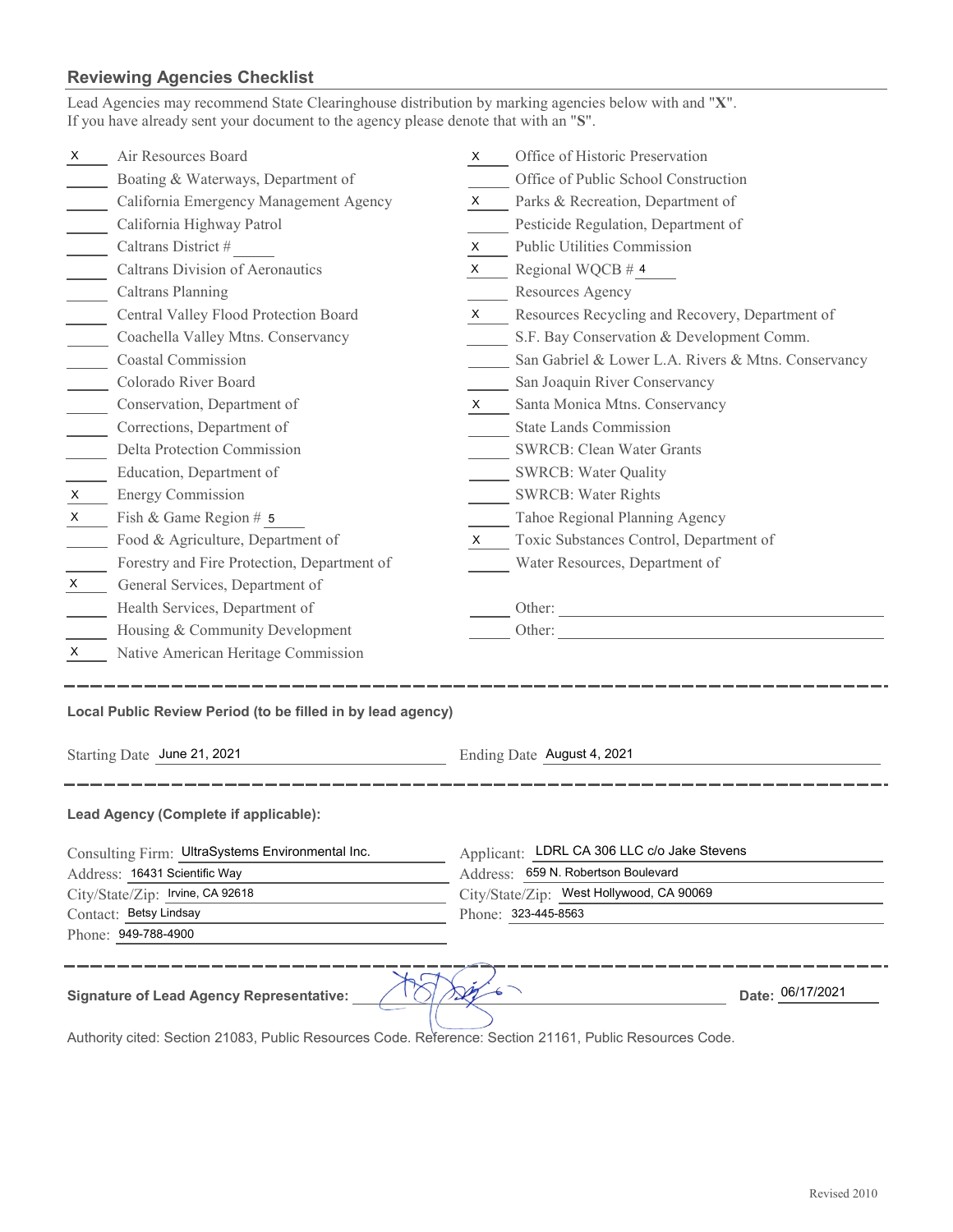## Reviewing Agencies Checklist

Lead Agencies may recommend State Clearinghouse distribution by marking agencies below with and "**X**".
If you have already sent your document to the agency please denote that with an "**S**".

| | | | |
|---|---|---|---|
| X | Air Resources Board | X | Office of Historic Preservation |
| | Boating & Waterways, Department of | | Office of Public School Construction |
| | California Emergency Management Agency | X | Parks & Recreation, Department of |
| | California Highway Patrol | | Pesticide Regulation, Department of |
| | Caltrans District # ____ | X | Public Utilities Commission |
| | Caltrans Division of Aeronautics | X | Regional WQCB # 4 |
| | Caltrans Planning | | Resources Agency |
| | Central Valley Flood Protection Board | X | Resources Recycling and Recovery, Department of |
| | Coachella Valley Mtns. Conservancy | | S.F. Bay Conservation & Development Comm. |
| | Coastal Commission | | San Gabriel & Lower L.A. Rivers & Mtns. Conservancy |
| | Colorado River Board | | San Joaquin River Conservancy |
| | Conservation, Department of | X | Santa Monica Mtns. Conservancy |
| | Corrections, Department of | | State Lands Commission |
| | Delta Protection Commission | | SWRCB: Clean Water Grants |
| | Education, Department of | | SWRCB: Water Quality |
| X | Energy Commission | | SWRCB: Water Rights |
| X | Fish & Game Region # 5 | | Tahoe Regional Planning Agency |
| | Food & Agriculture, Department of | X | Toxic Substances Control, Department of |
| | Forestry and Fire Protection, Department of | | Water Resources, Department of |
| X | General Services, Department of | | |
| | Health Services, Department of | | Other: ____ |
| | Housing & Community Development | | Other: ____ |
| X | Native American Heritage Commission | | |

---

**Local Public Review Period (to be filled in by lead agency)**

Starting Date June 21, 2021 Ending Date August 4, 2021

---

**Lead Agency (Complete if applicable):**

Consulting Firm: UltraSystems Environmental Inc.
Address: 16431 Scientific Way
City/State/Zip: Irvine, CA 92618
Contact: Betsy Lindsay
Phone: 949-788-4900

Applicant: LDRL CA 306 LLC c/o Jake Stevens
Address: 659 N. Robertson Boulevard
City/State/Zip: West Hollywood, CA 90069
Phone: 323-445-8563

---

**Signature of Lead Agency Representative:** ____________________ **Date:** 06/17/2021

Authority cited: Section 21083, Public Resources Code. Reference: Section 21161, Public Resources Code.

Revised 2010